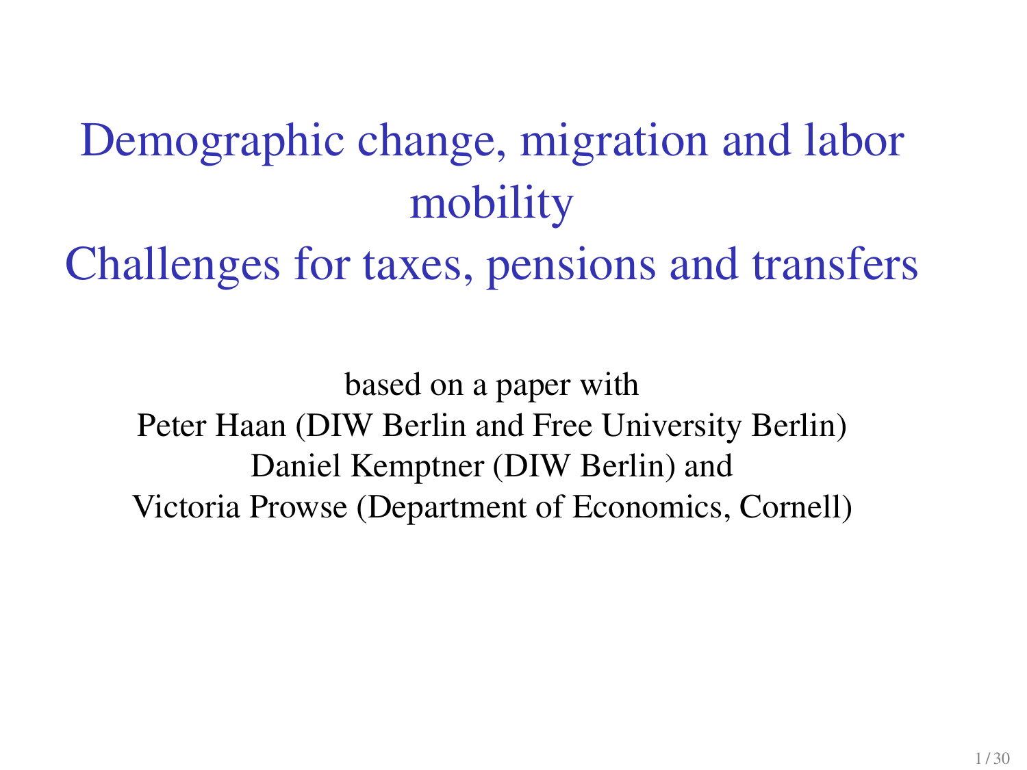# Demographic change, migration and labor mobility
# Challenges for taxes, pensions and transfers

based on a paper with
Peter Haan (DIW Berlin and Free University Berlin)
Daniel Kemptner (DIW Berlin) and
Victoria Prowse (Department of Economics, Cornell)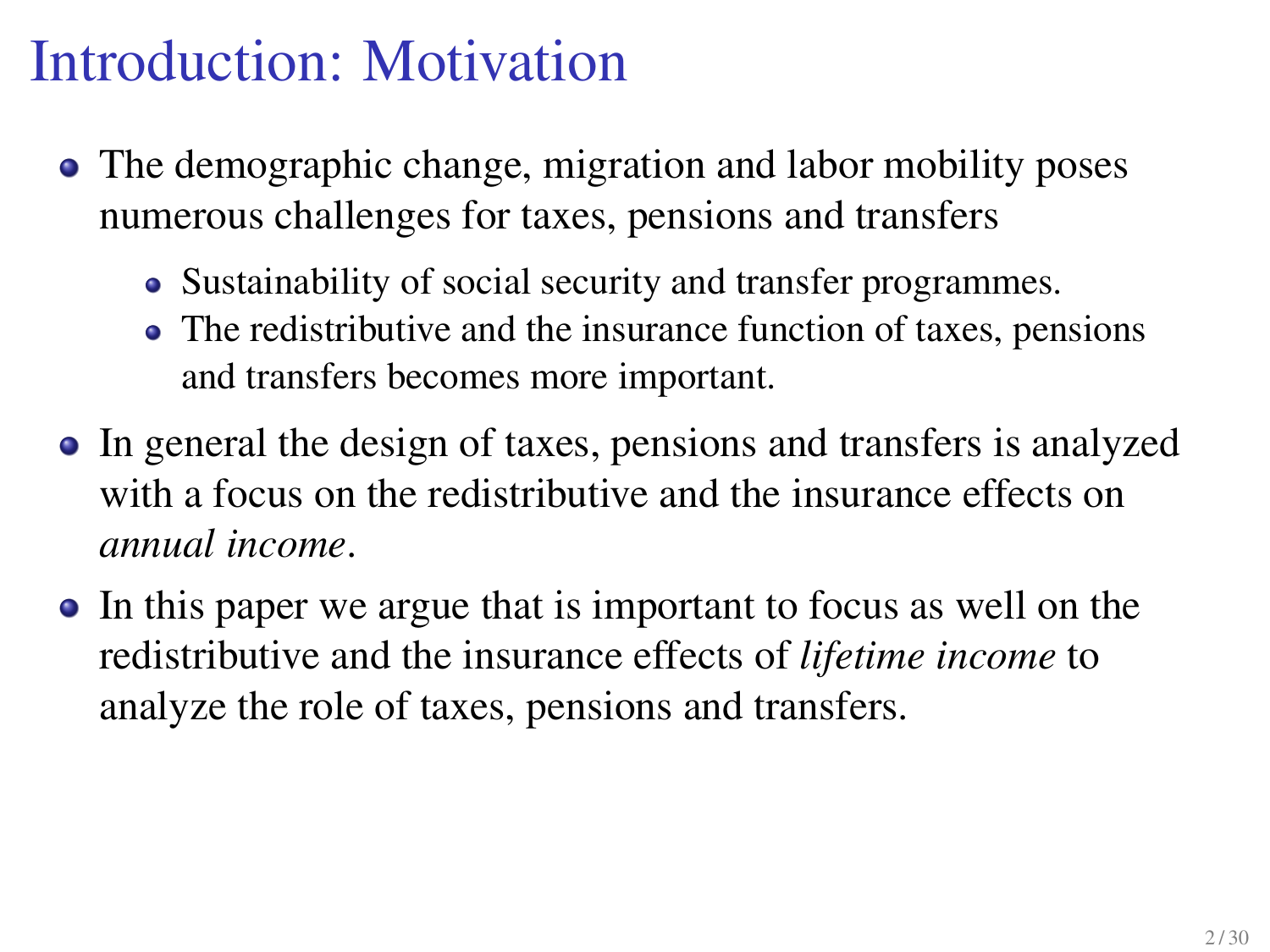# Introduction: Motivation

- The demographic change, migration and labor mobility poses numerous challenges for taxes, pensions and transfers
  - Sustainability of social security and transfer programmes.
  - The redistributive and the insurance function of taxes, pensions and transfers becomes more important.
- In general the design of taxes, pensions and transfers is analyzed with a focus on the redistributive and the insurance effects on *annual income*.
- In this paper we argue that is important to focus as well on the redistributive and the insurance effects of *lifetime income* to analyze the role of taxes, pensions and transfers.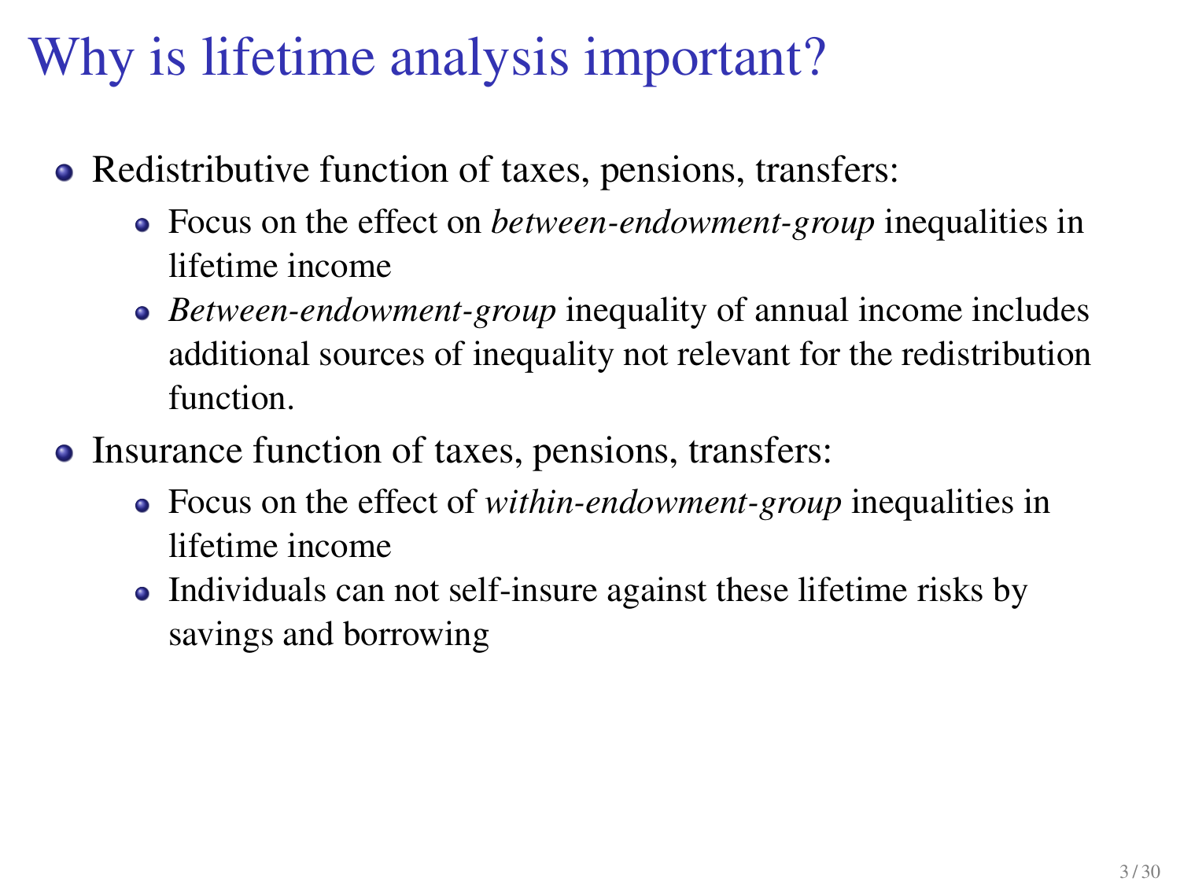# Why is lifetime analysis important?

- Redistributive function of taxes, pensions, transfers:
  - Focus on the effect on *between-endowment-group* inequalities in lifetime income
  - *Between-endowment-group* inequality of annual income includes additional sources of inequality not relevant for the redistribution function.
- Insurance function of taxes, pensions, transfers:
  - Focus on the effect of *within-endowment-group* inequalities in lifetime income
  - Individuals can not self-insure against these lifetime risks by savings and borrowing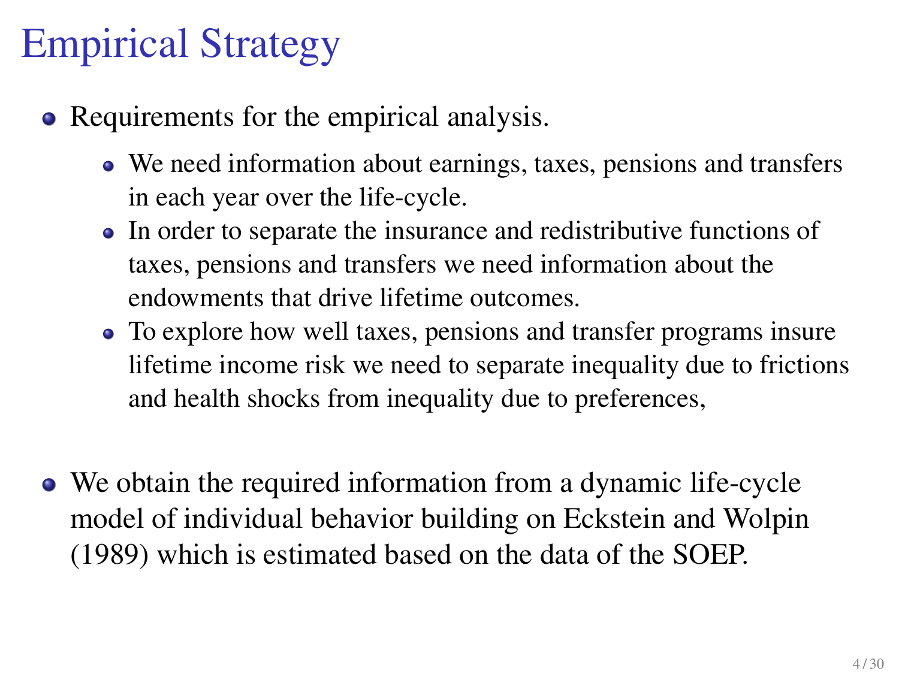# Empirical Strategy

- Requirements for the empirical analysis.
  - We need information about earnings, taxes, pensions and transfers in each year over the life-cycle.
  - In order to separate the insurance and redistributive functions of taxes, pensions and transfers we need information about the endowments that drive lifetime outcomes.
  - To explore how well taxes, pensions and transfer programs insure lifetime income risk we need to separate inequality due to frictions and health shocks from inequality due to preferences,
- We obtain the required information from a dynamic life-cycle model of individual behavior building on Eckstein and Wolpin (1989) which is estimated based on the data of the SOEP.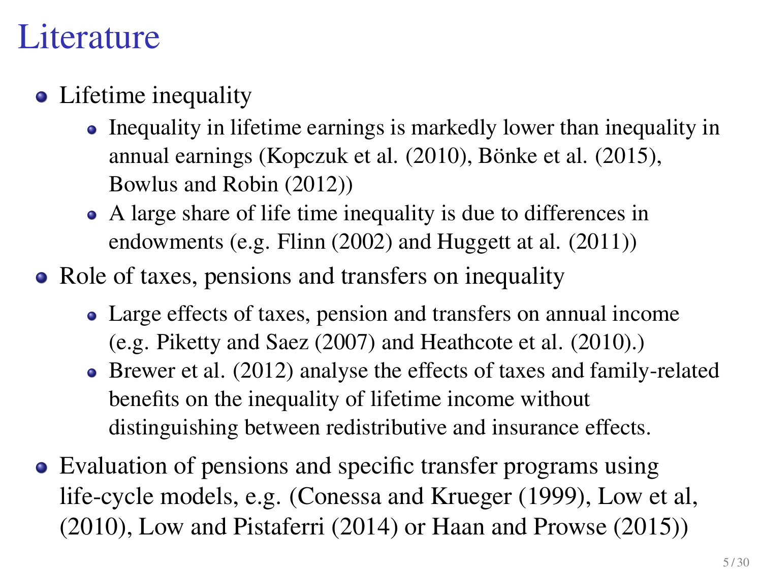# Literature

- Lifetime inequality
  - Inequality in lifetime earnings is markedly lower than inequality in annual earnings (Kopczuk et al. (2010), Bönke et al. (2015), Bowlus and Robin (2012))
  - A large share of life time inequality is due to differences in endowments (e.g. Flinn (2002) and Huggett at al. (2011))
- Role of taxes, pensions and transfers on inequality
  - Large effects of taxes, pension and transfers on annual income (e.g. Piketty and Saez (2007) and Heathcote et al. (2010).)
  - Brewer et al. (2012) analyse the effects of taxes and family-related benefits on the inequality of lifetime income without distinguishing between redistributive and insurance effects.
- Evaluation of pensions and specific transfer programs using life-cycle models, e.g. (Conessa and Krueger (1999), Low et al, (2010), Low and Pistaferri (2014) or Haan and Prowse (2015))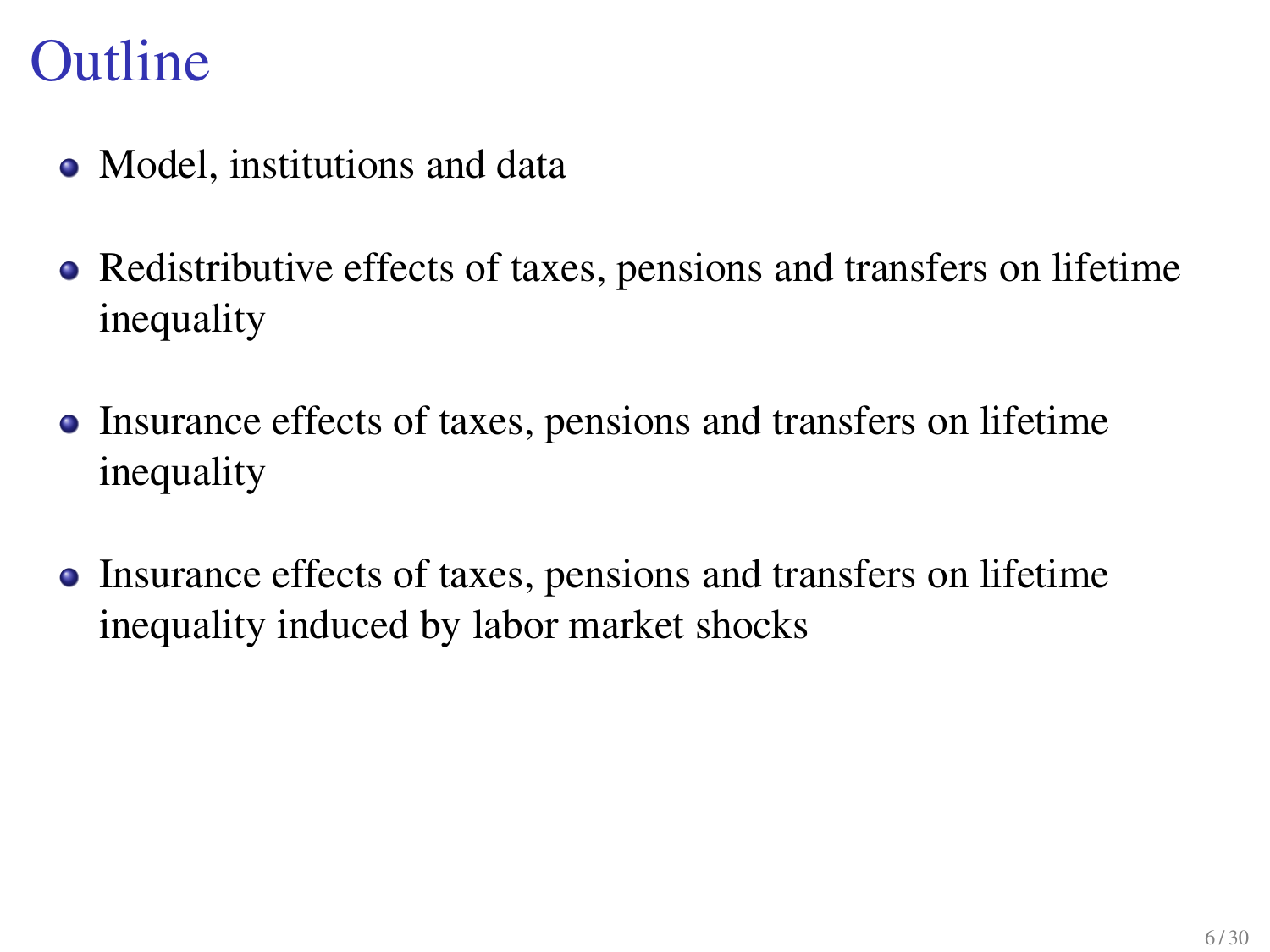# Outline

- Model, institutions and data
- Redistributive effects of taxes, pensions and transfers on lifetime inequality
- Insurance effects of taxes, pensions and transfers on lifetime inequality
- Insurance effects of taxes, pensions and transfers on lifetime inequality induced by labor market shocks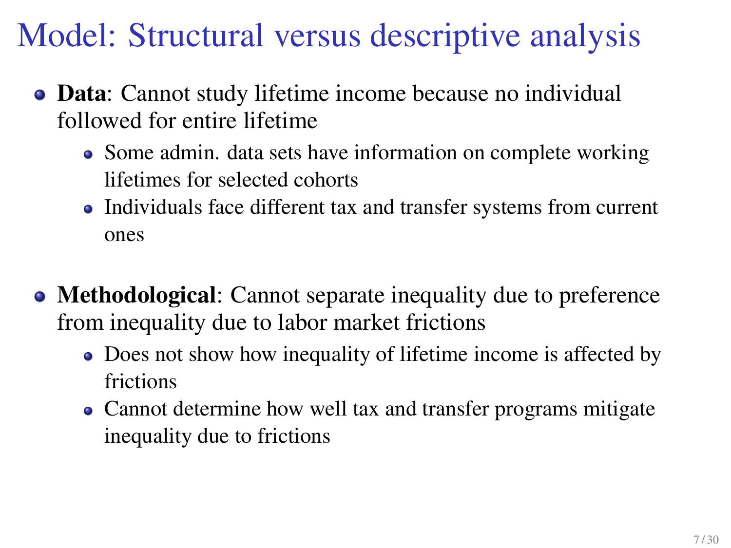# Model: Structural versus descriptive analysis

- **Data**: Cannot study lifetime income because no individual followed for entire lifetime
  - Some admin. data sets have information on complete working lifetimes for selected cohorts
  - Individuals face different tax and transfer systems from current ones

- **Methodological**: Cannot separate inequality due to preference from inequality due to labor market frictions
  - Does not show how inequality of lifetime income is affected by frictions
  - Cannot determine how well tax and transfer programs mitigate inequality due to frictions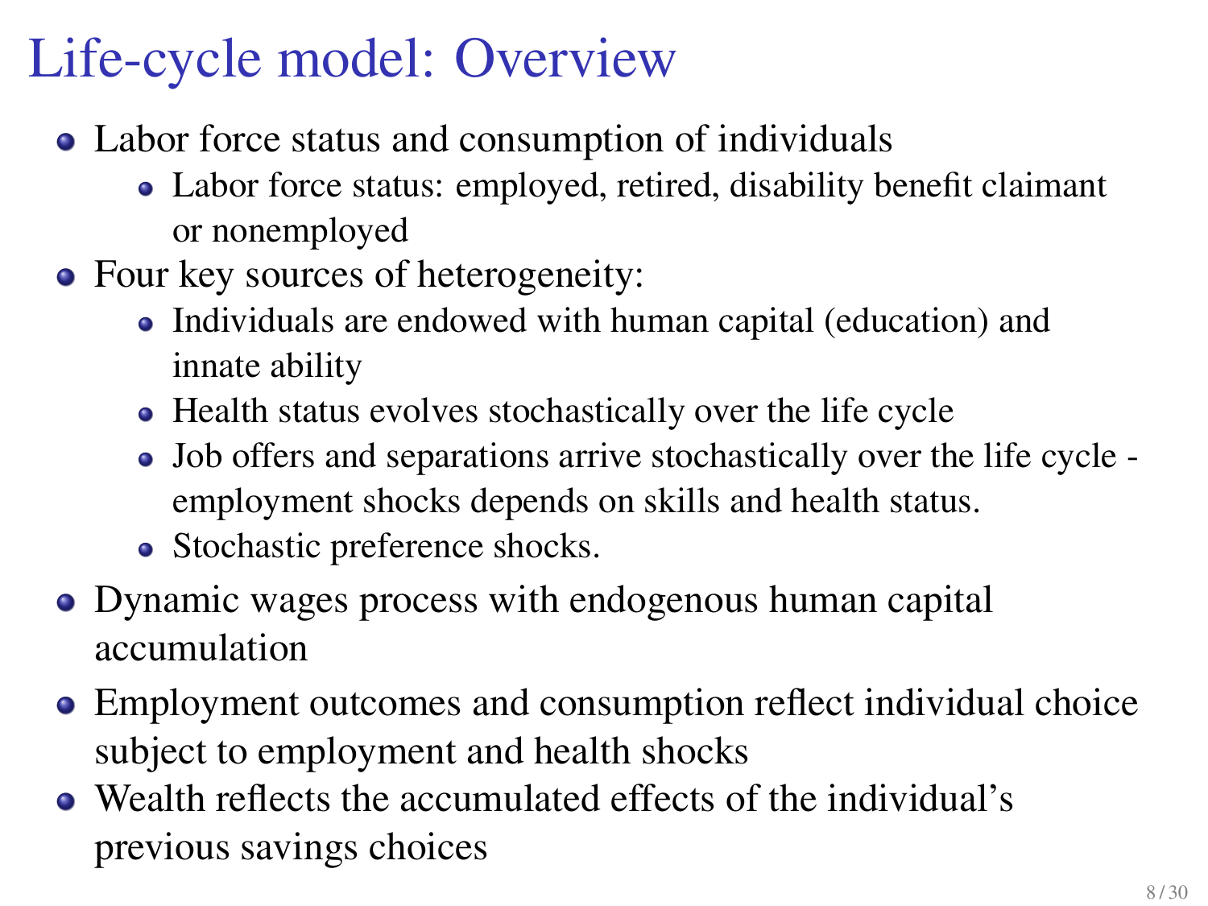# Life-cycle model: Overview

- Labor force status and consumption of individuals
  - Labor force status: employed, retired, disability benefit claimant or nonemployed
- Four key sources of heterogeneity:
  - Individuals are endowed with human capital (education) and innate ability
  - Health status evolves stochastically over the life cycle
  - Job offers and separations arrive stochastically over the life cycle - employment shocks depends on skills and health status.
  - Stochastic preference shocks.
- Dynamic wages process with endogenous human capital accumulation
- Employment outcomes and consumption reflect individual choice subject to employment and health shocks
- Wealth reflects the accumulated effects of the individual's previous savings choices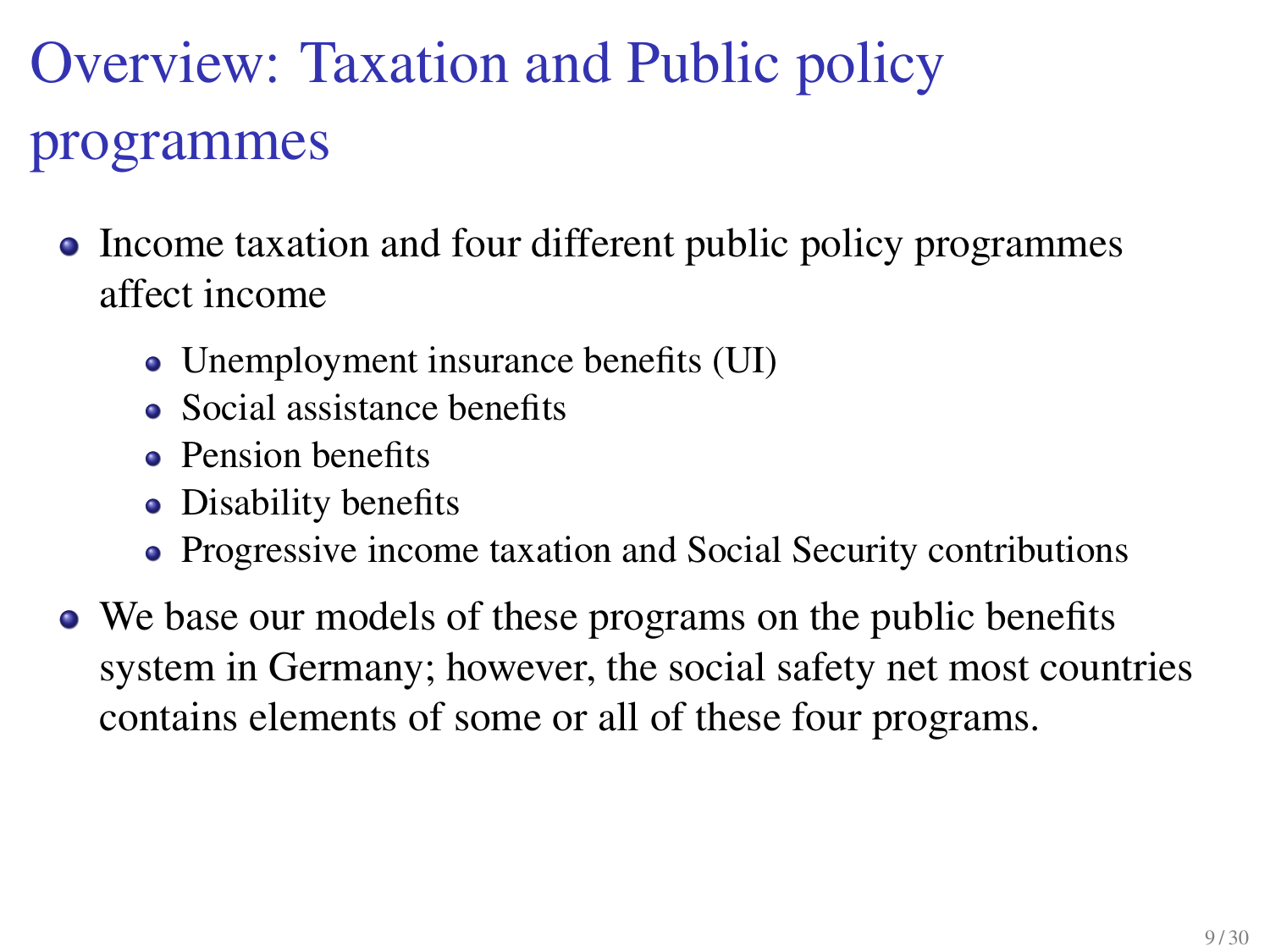# Overview: Taxation and Public policy programmes

- Income taxation and four different public policy programmes affect income
  - Unemployment insurance benefits (UI)
  - Social assistance benefits
  - Pension benefits
  - Disability benefits
  - Progressive income taxation and Social Security contributions
- We base our models of these programs on the public benefits system in Germany; however, the social safety net most countries contains elements of some or all of these four programs.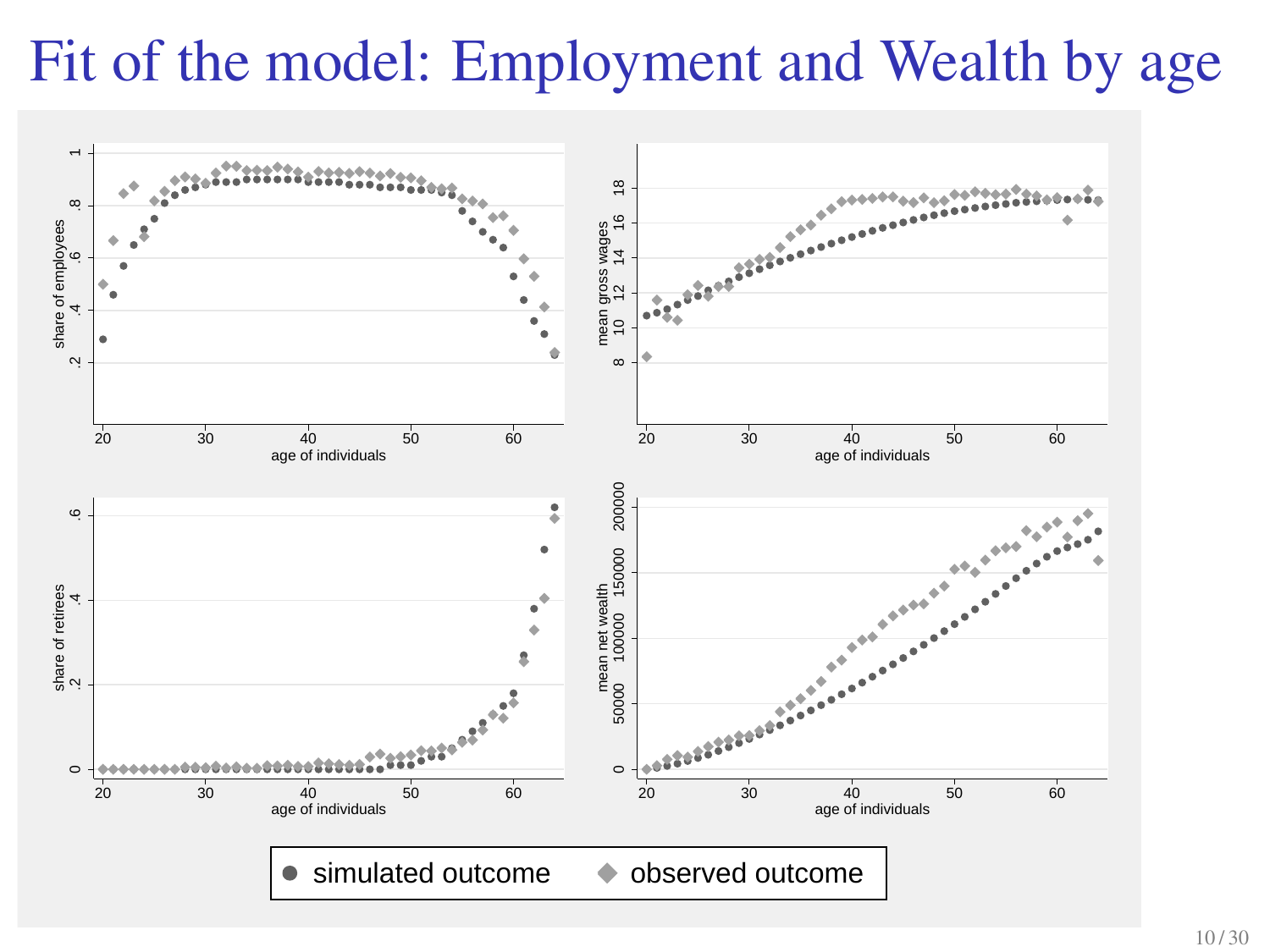# Fit of the model: Employment and Wealth by age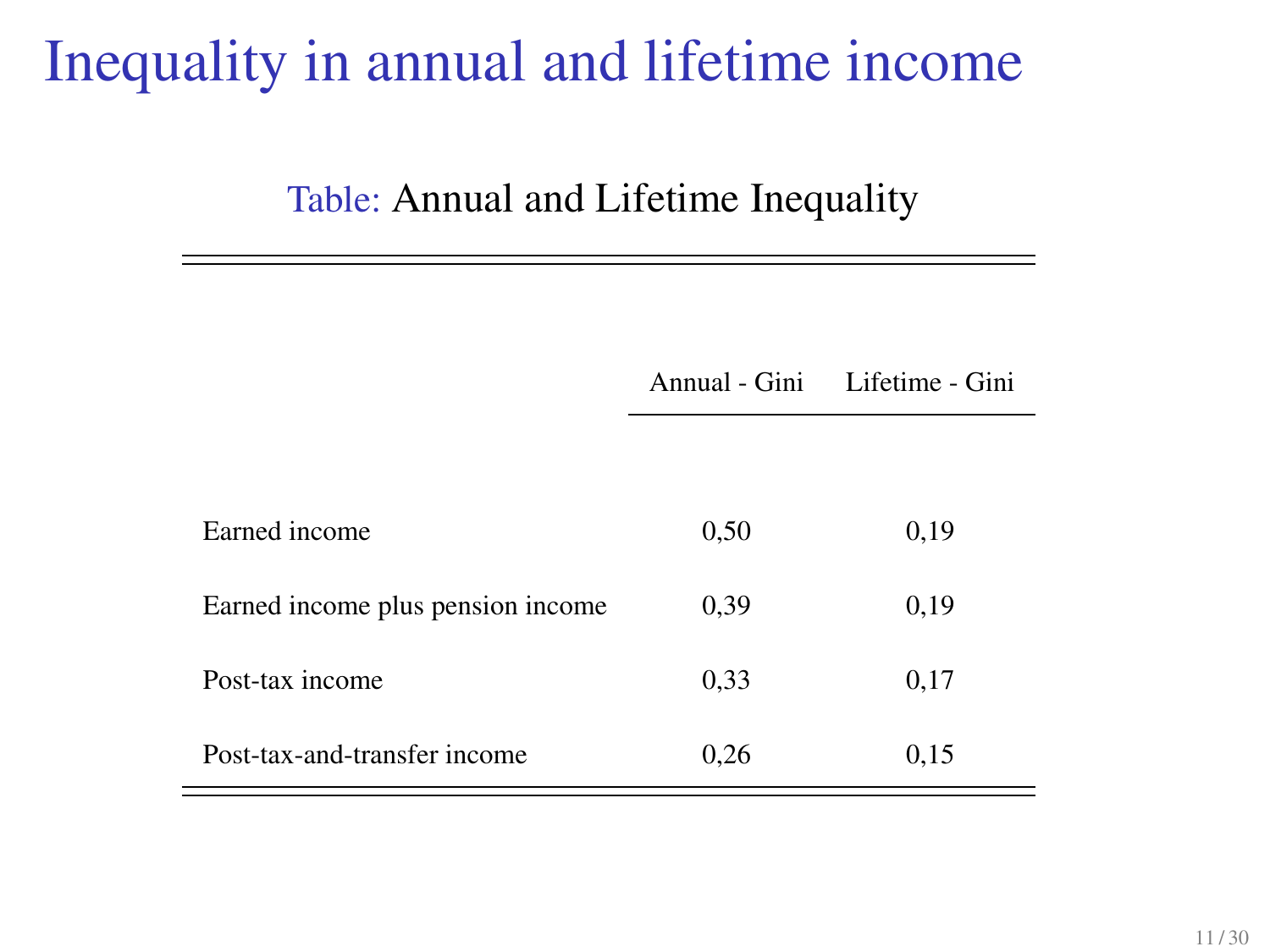# Inequality in annual and lifetime income

Table: Annual and Lifetime Inequality

| | Annual - Gini | Lifetime - Gini |
|---|---|---|
| Earned income | 0,50 | 0,19 |
| Earned income plus pension income | 0,39 | 0,19 |
| Post-tax income | 0,33 | 0,17 |
| Post-tax-and-transfer income | 0,26 | 0,15 |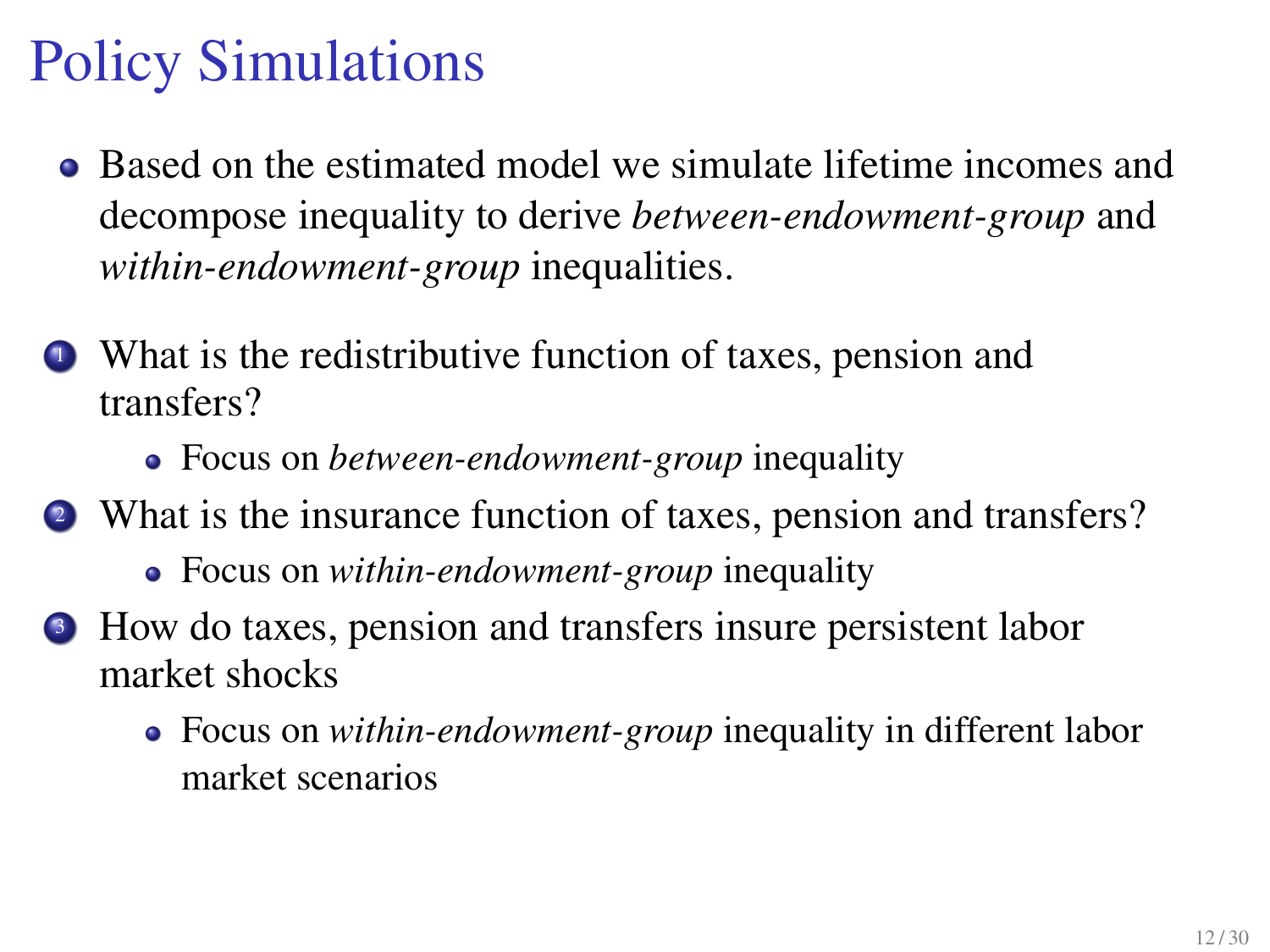# Policy Simulations

- Based on the estimated model we simulate lifetime incomes and decompose inequality to derive *between-endowment-group* and *within-endowment-group* inequalities.

1. What is the redistributive function of taxes, pension and transfers?
   - Focus on *between-endowment-group* inequality
2. What is the insurance function of taxes, pension and transfers?
   - Focus on *within-endowment-group* inequality
3. How do taxes, pension and transfers insure persistent labor market shocks
   - Focus on *within-endowment-group* inequality in different labor market scenarios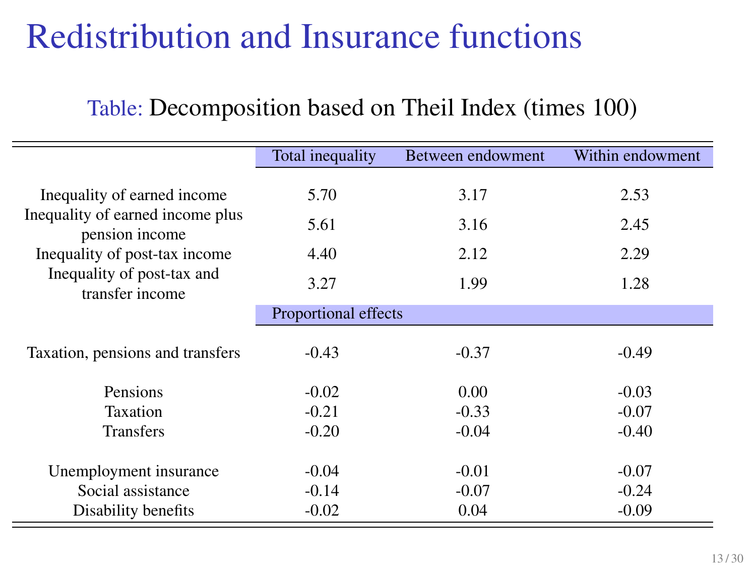# Redistribution and Insurance functions

Table: Decomposition based on Theil Index (times 100)

| | Total inequality | Between endowment | Within endowment |
|---|---|---|---|
| Inequality of earned income | 5.70 | 3.17 | 2.53 |
| Inequality of earned income plus pension income | 5.61 | 3.16 | 2.45 |
| Inequality of post-tax income | 4.40 | 2.12 | 2.29 |
| Inequality of post-tax and transfer income | 3.27 | 1.99 | 1.28 |
| | Proportional effects | | |
| Taxation, pensions and transfers | -0.43 | -0.37 | -0.49 |
| Pensions | -0.02 | 0.00 | -0.03 |
| Taxation | -0.21 | -0.33 | -0.07 |
| Transfers | -0.20 | -0.04 | -0.40 |
| Unemployment insurance | -0.04 | -0.01 | -0.07 |
| Social assistance | -0.14 | -0.07 | -0.24 |
| Disability benefits | -0.02 | 0.04 | -0.09 |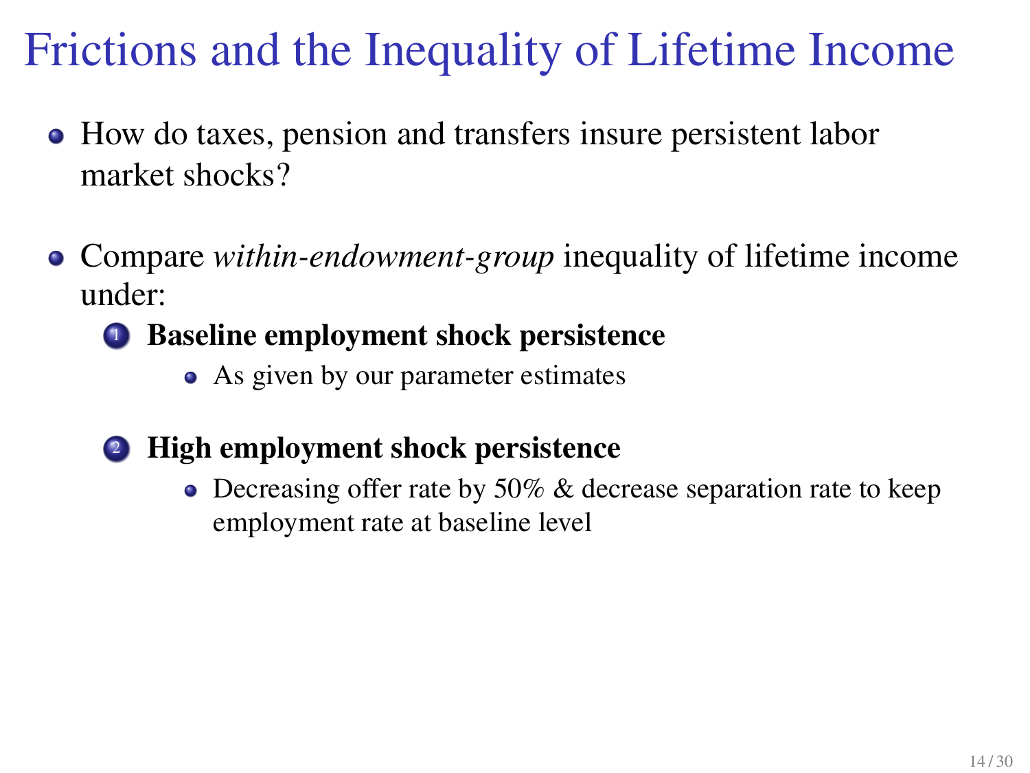# Frictions and the Inequality of Lifetime Income

- How do taxes, pension and transfers insure persistent labor market shocks?

- Compare *within-endowment-group* inequality of lifetime income under:
  1. **Baseline employment shock persistence**
     - As given by our parameter estimates
  2. **High employment shock persistence**
     - Decreasing offer rate by 50% & decrease separation rate to keep employment rate at baseline level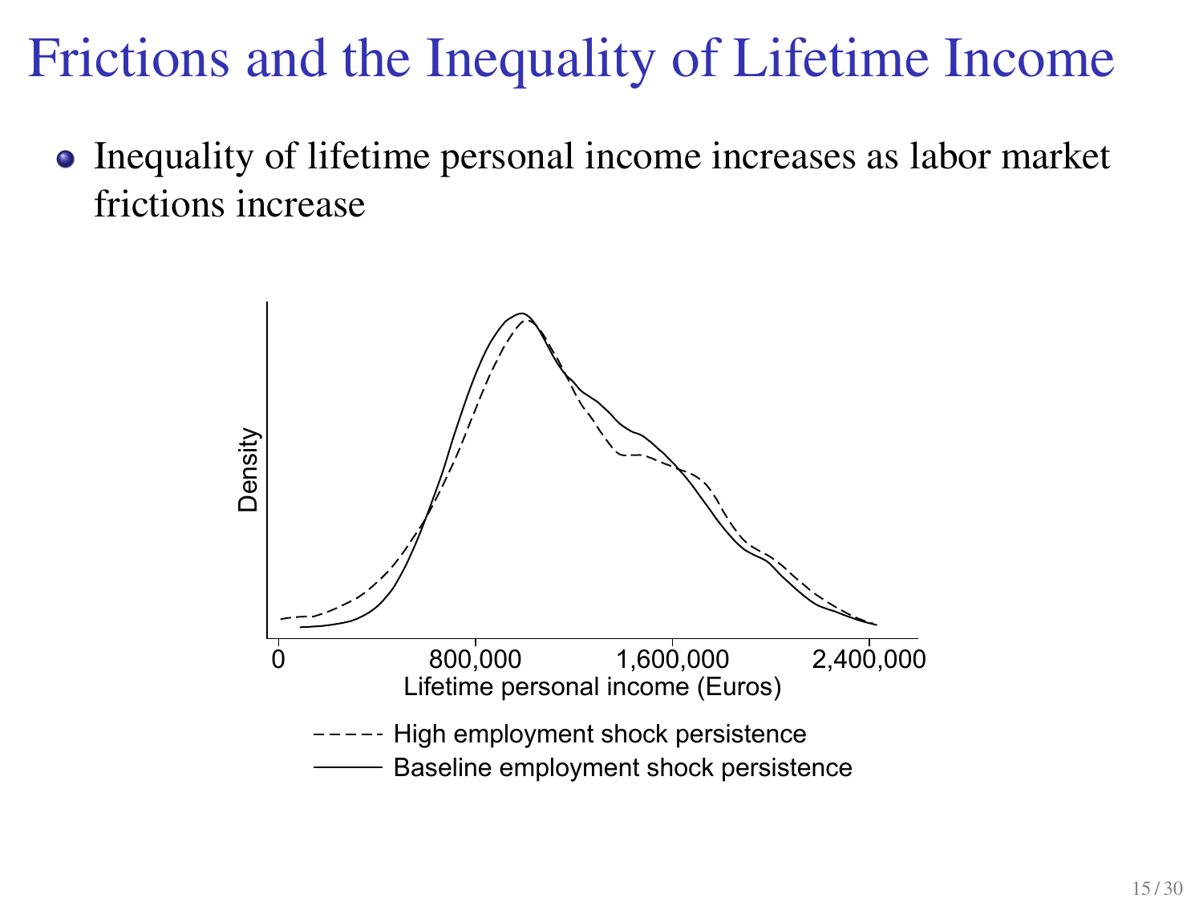# Frictions and the Inequality of Lifetime Income

- Inequality of lifetime personal income increases as labor market frictions increase

Density

0 800,000 1,600,000 2,400,000

Lifetime personal income (Euros)

- - - - High employment shock persistence
——— Baseline employment shock persistence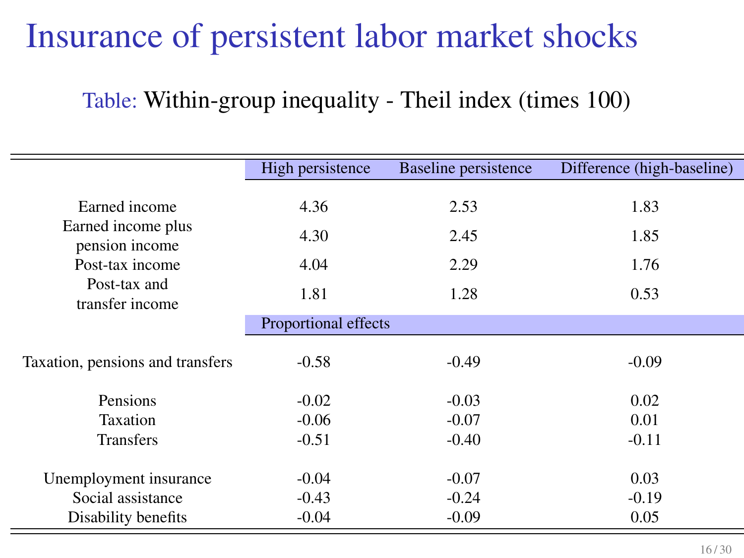# Insurance of persistent labor market shocks

Table: Within-group inequality - Theil index (times 100)

| | High persistence | Baseline persistence | Difference (high-baseline) |
|---|---|---|---|
| Earned income | 4.36 | 2.53 | 1.83 |
| Earned income plus pension income | 4.30 | 2.45 | 1.85 |
| Post-tax income | 4.04 | 2.29 | 1.76 |
| Post-tax and transfer income | 1.81 | 1.28 | 0.53 |
| | Proportional effects | | |
| Taxation, pensions and transfers | -0.58 | -0.49 | -0.09 |
| Pensions | -0.02 | -0.03 | 0.02 |
| Taxation | -0.06 | -0.07 | 0.01 |
| Transfers | -0.51 | -0.40 | -0.11 |
| Unemployment insurance | -0.04 | -0.07 | 0.03 |
| Social assistance | -0.43 | -0.24 | -0.19 |
| Disability benefits | -0.04 | -0.09 | 0.05 |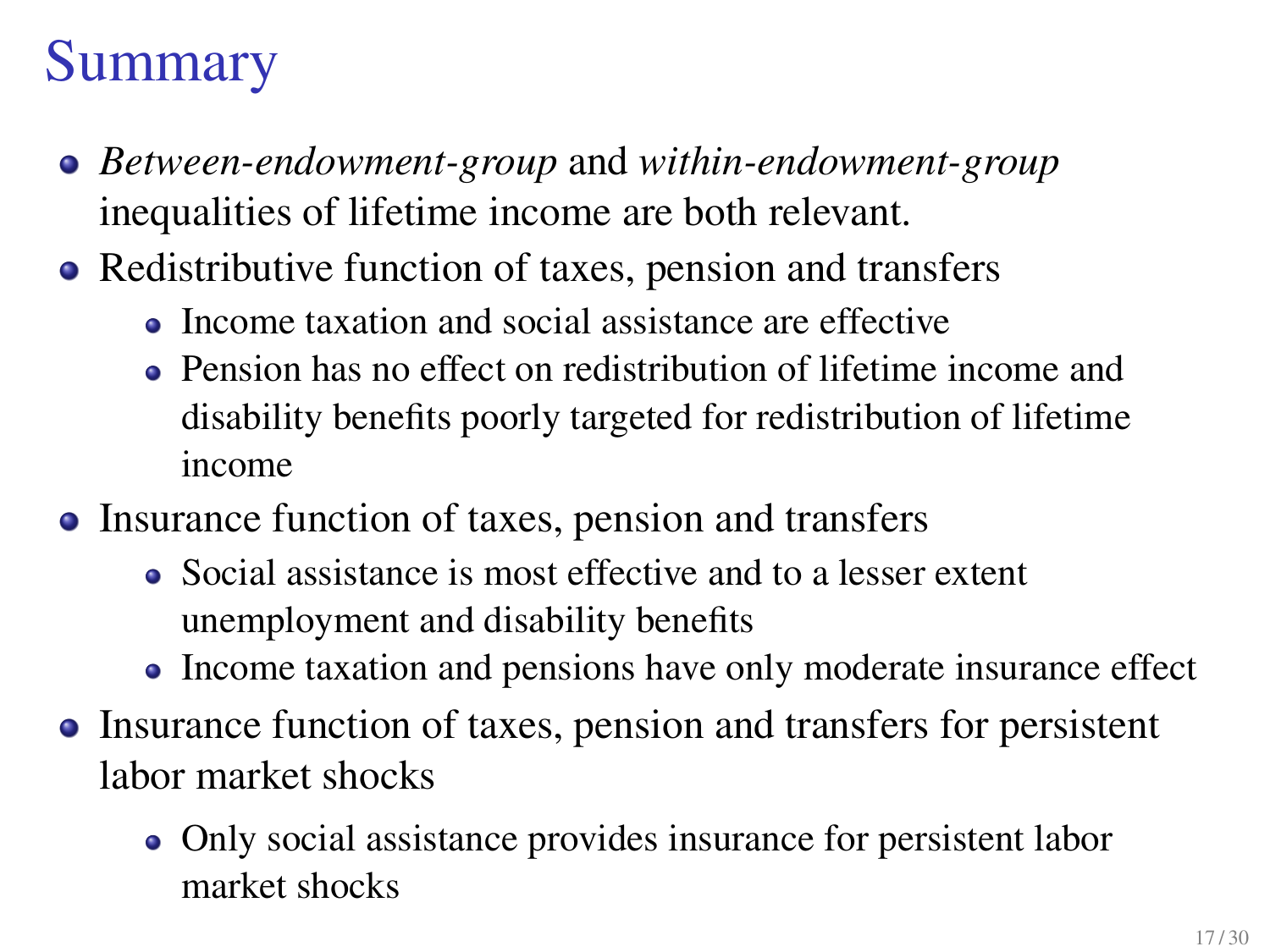# Summary

- *Between-endowment-group* and *within-endowment-group* inequalities of lifetime income are both relevant.
- Redistributive function of taxes, pension and transfers
  - Income taxation and social assistance are effective
  - Pension has no effect on redistribution of lifetime income and disability benefits poorly targeted for redistribution of lifetime income
- Insurance function of taxes, pension and transfers
  - Social assistance is most effective and to a lesser extent unemployment and disability benefits
  - Income taxation and pensions have only moderate insurance effect
- Insurance function of taxes, pension and transfers for persistent labor market shocks
  - Only social assistance provides insurance for persistent labor market shocks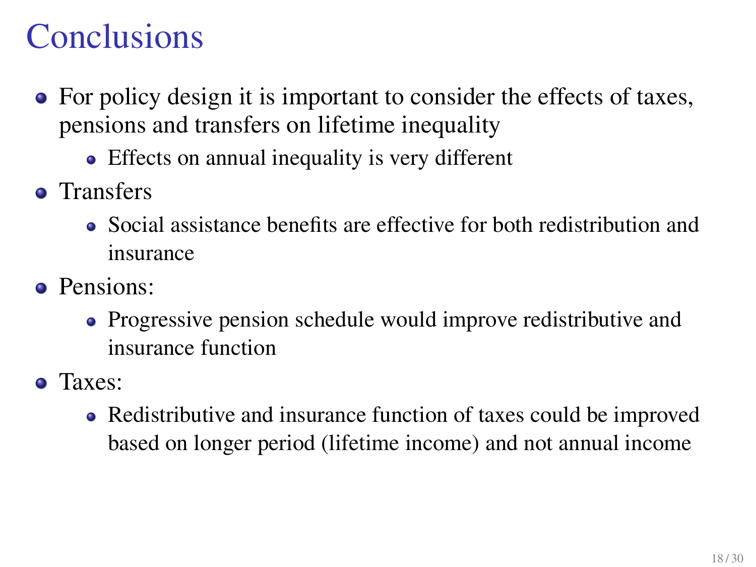# Conclusions

- For policy design it is important to consider the effects of taxes, pensions and transfers on lifetime inequality
  - Effects on annual inequality is very different
- Transfers
  - Social assistance benefits are effective for both redistribution and insurance
- Pensions:
  - Progressive pension schedule would improve redistributive and insurance function
- Taxes:
  - Redistributive and insurance function of taxes could be improved based on longer period (lifetime income) and not annual income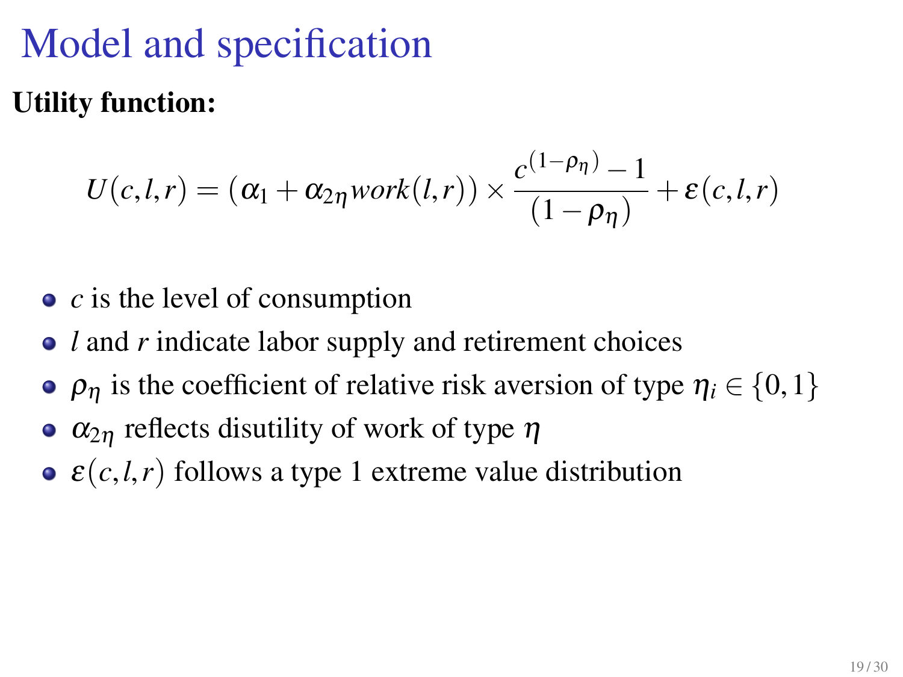# Model and specification

**Utility function:**

$$U(c,l,r) = (\alpha_1 + \alpha_{2\eta} work(l,r)) \times \frac{c^{(1-\rho_\eta)} - 1}{(1-\rho_\eta)} + \varepsilon(c,l,r)$$

- $c$ is the level of consumption
- $l$ and $r$ indicate labor supply and retirement choices
- $\rho_\eta$ is the coefficient of relative risk aversion of type $\eta_i \in \{0,1\}$
- $\alpha_{2\eta}$ reflects disutility of work of type $\eta$
- $\varepsilon(c,l,r)$ follows a type 1 extreme value distribution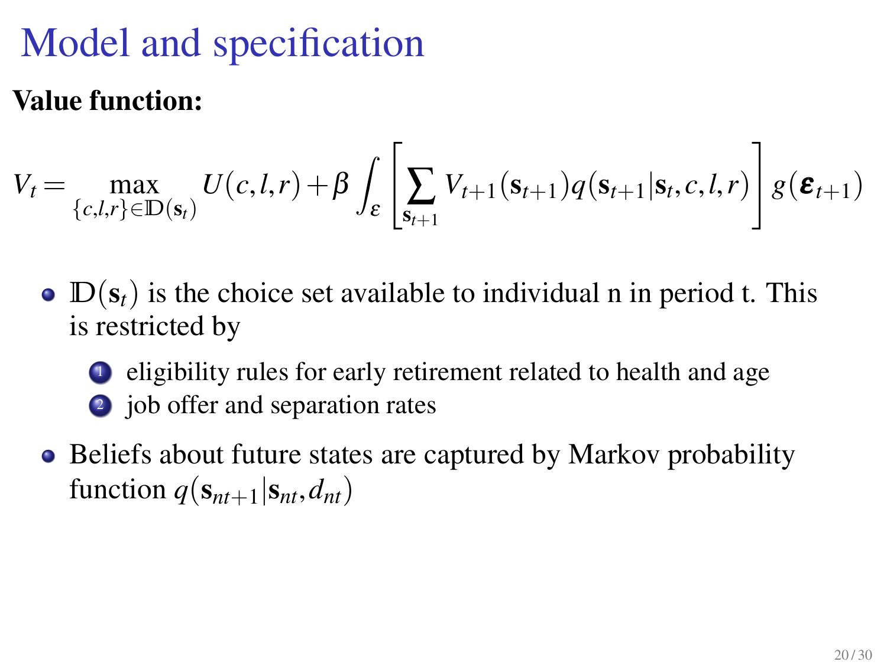# Model and specification

**Value function:**

$$V_t = \max_{\{c,l,r\} \in \mathbb{D}(\mathbf{s}_t)} U(c,l,r) + \beta \int_{\varepsilon} \left[ \sum_{\mathbf{s}_{t+1}} V_{t+1}(\mathbf{s}_{t+1}) q(\mathbf{s}_{t+1} | \mathbf{s}_t, c, l, r) \right] g(\boldsymbol{\varepsilon}_{t+1})$$

- $\mathbb{D}(\mathbf{s}_t)$ is the choice set available to individual n in period t. This is restricted by
    1. eligibility rules for early retirement related to health and age
    2. job offer and separation rates
- Beliefs about future states are captured by Markov probability function $q(\mathbf{s}_{nt+1} | \mathbf{s}_{nt}, d_{nt})$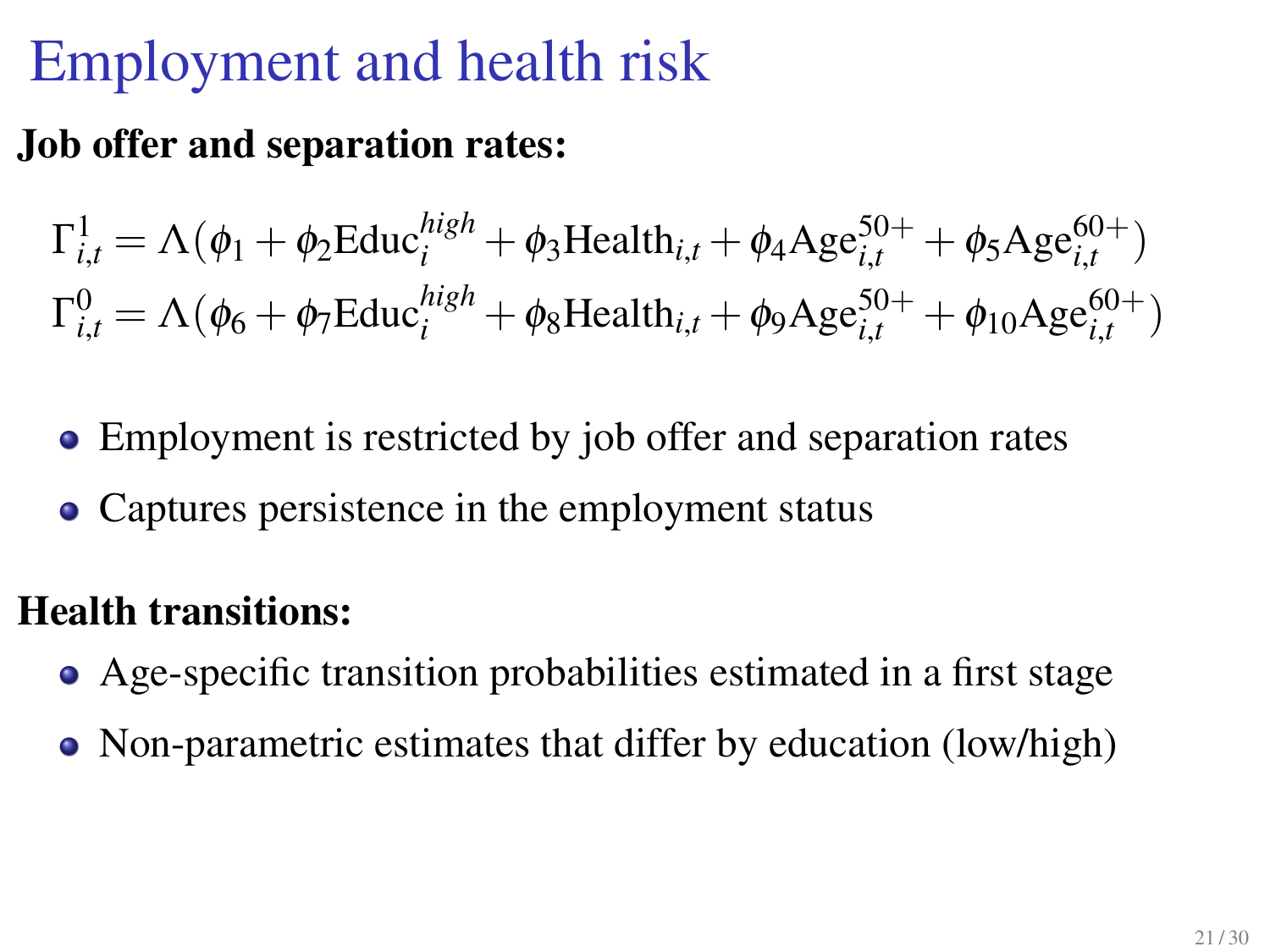# Employment and health risk

**Job offer and separation rates:**

$$\Gamma^1_{i,t} = \Lambda(\phi_1 + \phi_2 \text{Educ}_i^{high} + \phi_3 \text{Health}_{i,t} + \phi_4 \text{Age}_{i,t}^{50+} + \phi_5 \text{Age}_{i,t}^{60+})$$
$$\Gamma^0_{i,t} = \Lambda(\phi_6 + \phi_7 \text{Educ}_i^{high} + \phi_8 \text{Health}_{i,t} + \phi_9 \text{Age}_{i,t}^{50+} + \phi_{10} \text{Age}_{i,t}^{60+})$$

- Employment is restricted by job offer and separation rates
- Captures persistence in the employment status

**Health transitions:**

- Age-specific transition probabilities estimated in a first stage
- Non-parametric estimates that differ by education (low/high)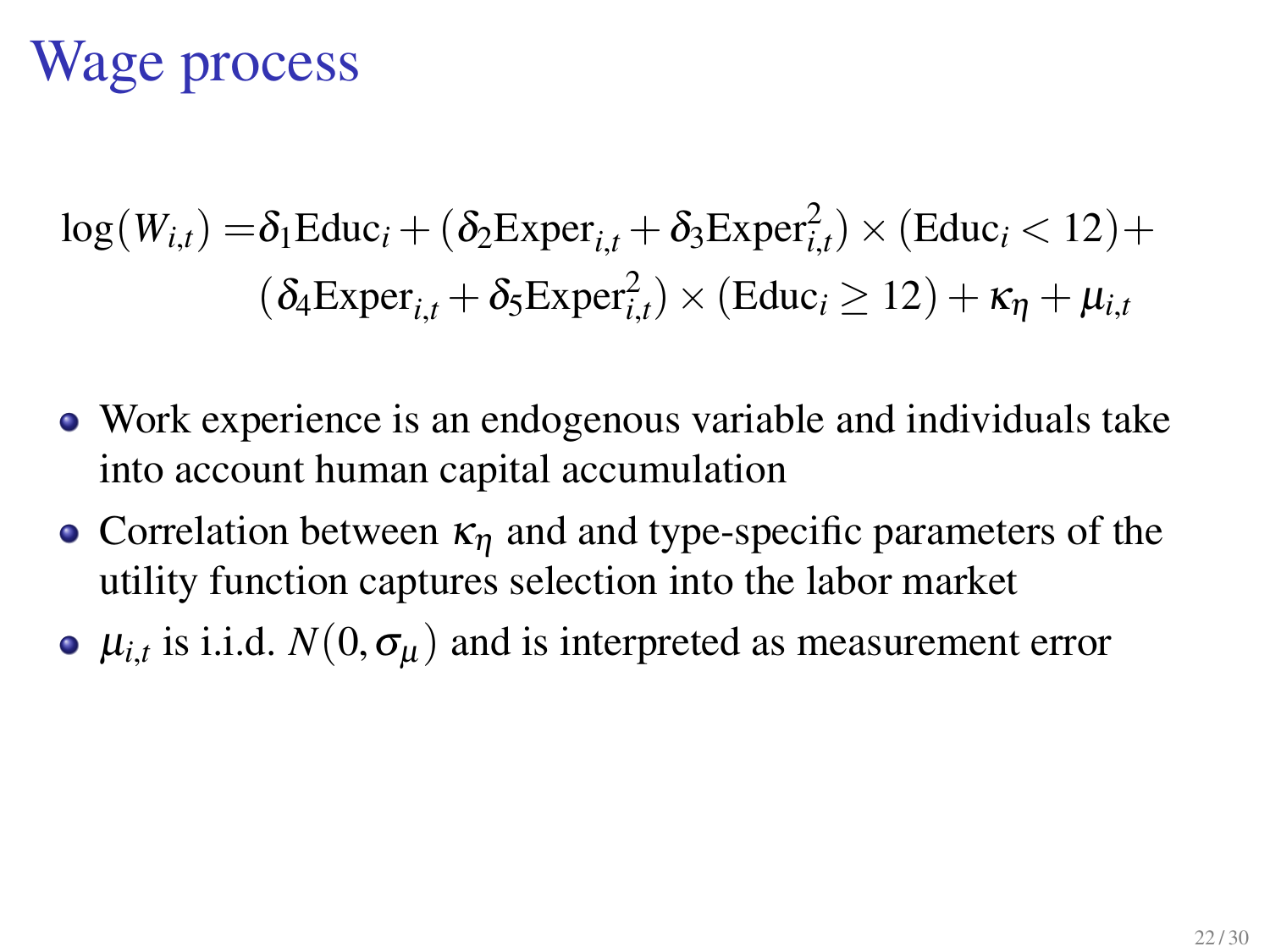# Wage process

$$
\begin{aligned}
\log(W_{i,t}) =& \delta_1 \text{Educ}_i + (\delta_2 \text{Exper}_{i,t} + \delta_3 \text{Exper}_{i,t}^2) \times (\text{Educ}_i < 12) + \\
& (\delta_4 \text{Exper}_{i,t} + \delta_5 \text{Exper}_{i,t}^2) \times (\text{Educ}_i \geq 12) + \kappa_\eta + \mu_{i,t}
\end{aligned}
$$

- Work experience is an endogenous variable and individuals take into account human capital accumulation
- Correlation between $\kappa_\eta$ and and type-specific parameters of the utility function captures selection into the labor market
- $\mu_{i,t}$ is i.i.d. $N(0, \sigma_\mu)$ and is interpreted as measurement error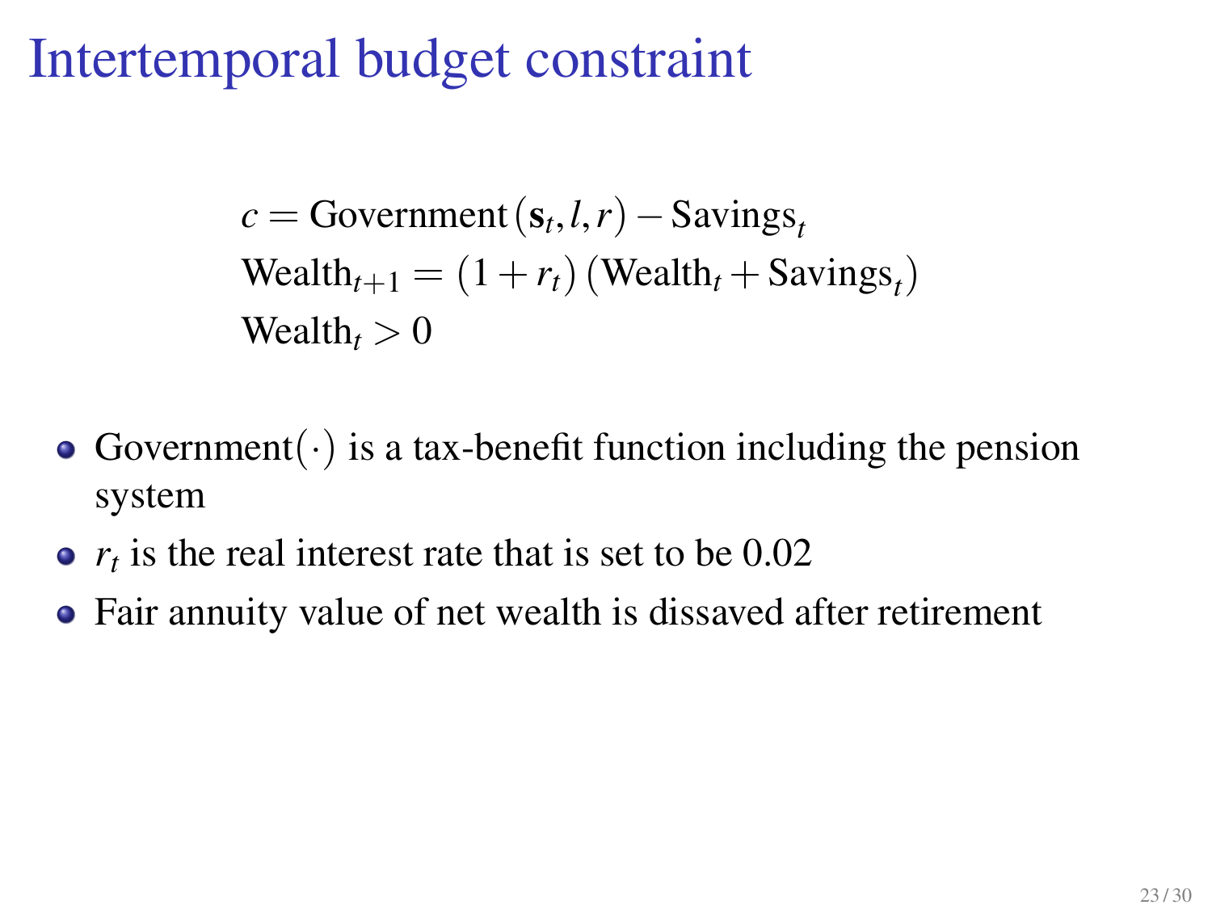# Intertemporal budget constraint

$$
\begin{aligned}
& c = \text{Government}\left(\mathbf{s}_t, l, r\right) - \text{Savings}_t \\
& \text{Wealth}_{t+1} = \left(1 + r_t\right)\left(\text{Wealth}_t + \text{Savings}_t\right) \\
& \text{Wealth}_t > 0
\end{aligned}
$$

- Government$(\cdot)$ is a tax-benefit function including the pension system
- $r_t$ is the real interest rate that is set to be 0.02
- Fair annuity value of net wealth is dissaved after retirement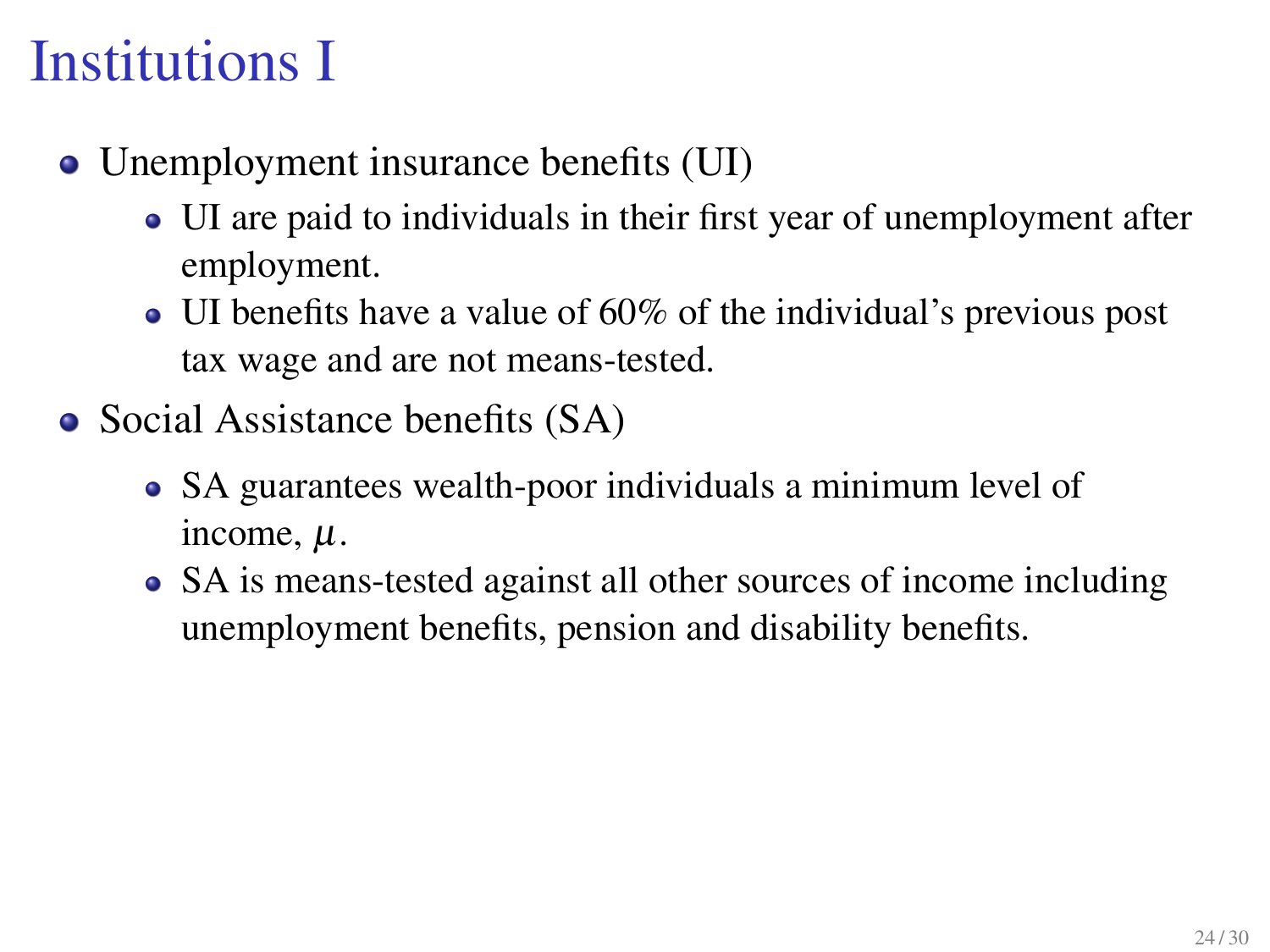# Institutions I

- Unemployment insurance benefits (UI)
  - UI are paid to individuals in their first year of unemployment after employment.
  - UI benefits have a value of 60% of the individual's previous post tax wage and are not means-tested.
- Social Assistance benefits (SA)
  - SA guarantees wealth-poor individuals a minimum level of income, $\mu$.
  - SA is means-tested against all other sources of income including unemployment benefits, pension and disability benefits.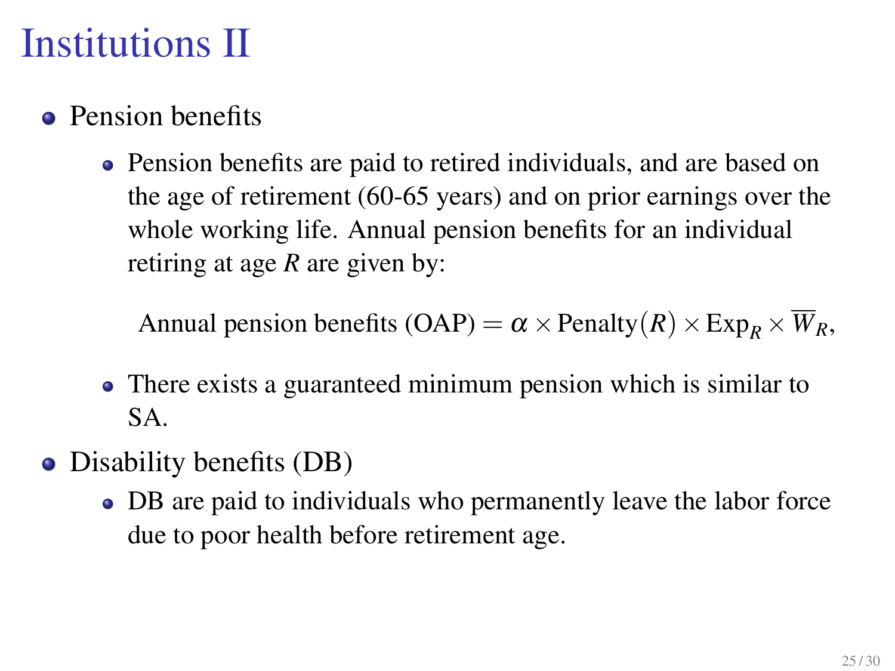# Institutions II

- Pension benefits
  - Pension benefits are paid to retired individuals, and are based on the age of retirement (60-65 years) and on prior earnings over the whole working life. Annual pension benefits for an individual retiring at age $R$ are given by:

$$\text{Annual pension benefits (OAP)} = \alpha \times \text{Penalty}(R) \times \text{Exp}_R \times \overline{W}_R,$$

  - There exists a guaranteed minimum pension which is similar to SA.
- Disability benefits (DB)
  - DB are paid to individuals who permanently leave the labor force due to poor health before retirement age.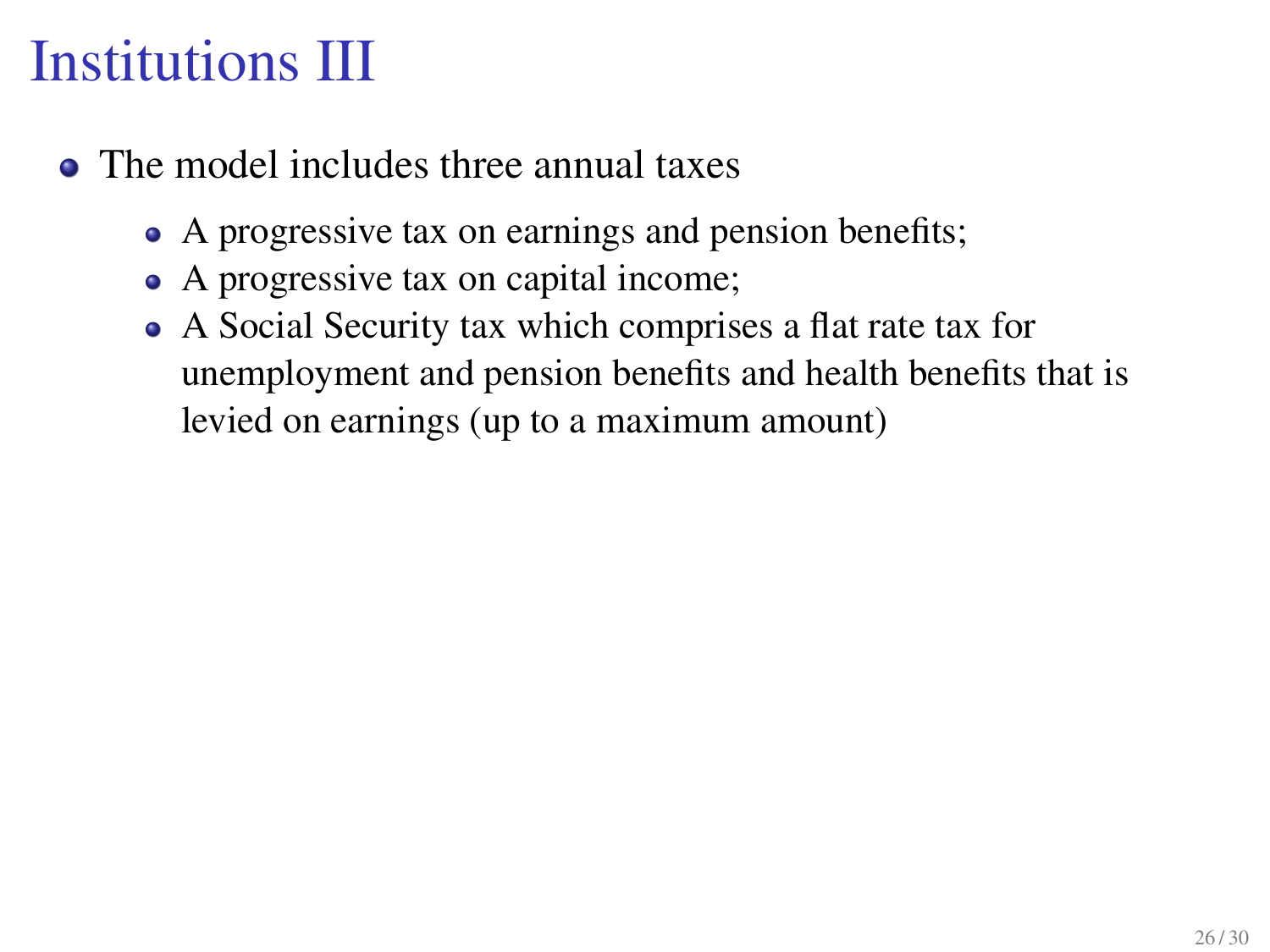# Institutions III

- The model includes three annual taxes
  - A progressive tax on earnings and pension benefits;
  - A progressive tax on capital income;
  - A Social Security tax which comprises a flat rate tax for unemployment and pension benefits and health benefits that is levied on earnings (up to a maximum amount)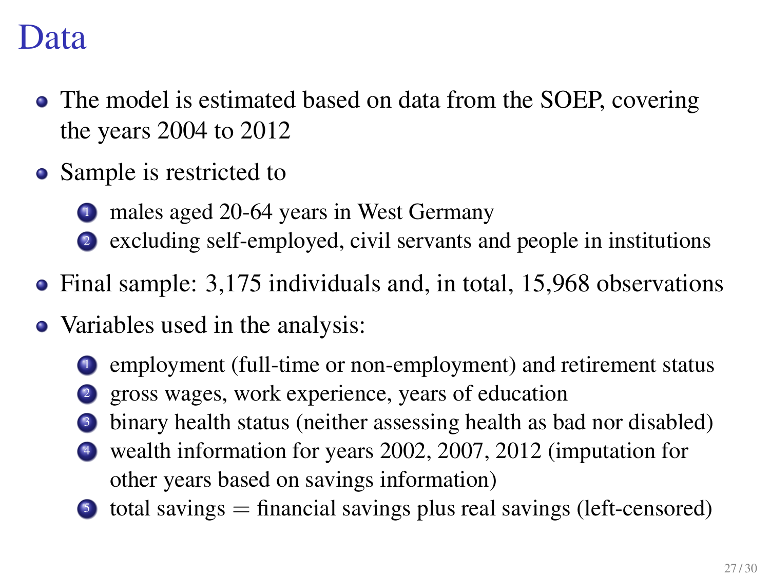# Data

- The model is estimated based on data from the SOEP, covering the years 2004 to 2012
- Sample is restricted to
  1. males aged 20-64 years in West Germany
  2. excluding self-employed, civil servants and people in institutions
- Final sample: 3,175 individuals and, in total, 15,968 observations
- Variables used in the analysis:
  1. employment (full-time or non-employment) and retirement status
  2. gross wages, work experience, years of education
  3. binary health status (neither assessing health as bad nor disabled)
  4. wealth information for years 2002, 2007, 2012 (imputation for other years based on savings information)
  5. total savings = financial savings plus real savings (left-censored)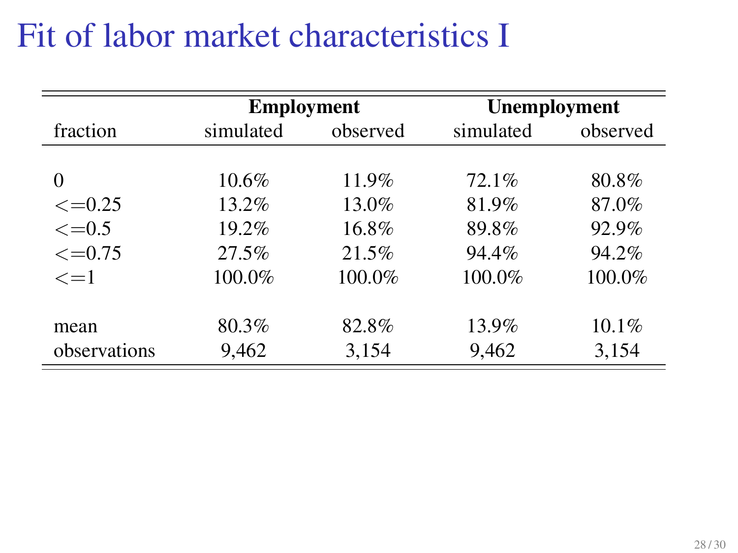# Fit of labor market characteristics I

| | Employment | | Unemployment | |
|---|---|---|---|---|
| fraction | simulated | observed | simulated | observed |
| 0 | 10.6% | 11.9% | 72.1% | 80.8% |
| <=0.25 | 13.2% | 13.0% | 81.9% | 87.0% |
| <=0.5 | 19.2% | 16.8% | 89.8% | 92.9% |
| <=0.75 | 27.5% | 21.5% | 94.4% | 94.2% |
| <=1 | 100.0% | 100.0% | 100.0% | 100.0% |
| mean | 80.3% | 82.8% | 13.9% | 10.1% |
| observations | 9,462 | 3,154 | 9,462 | 3,154 |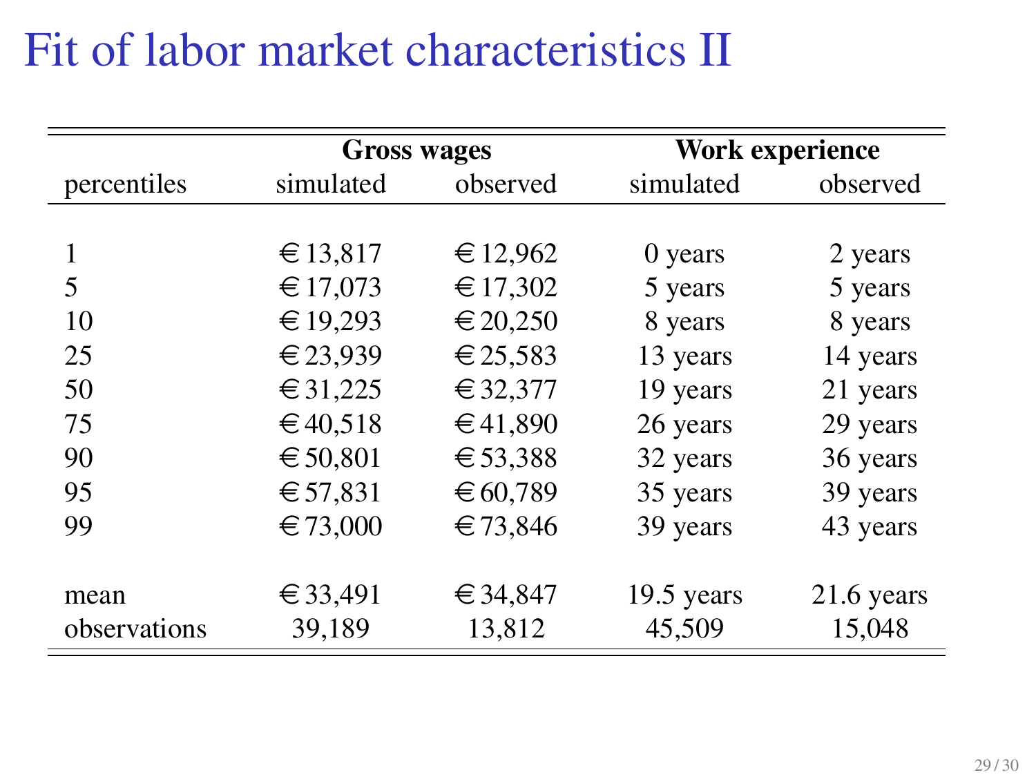# Fit of labor market characteristics II

| | Gross wages | | Work experience | |
|---|---|---|---|---|
| percentiles | simulated | observed | simulated | observed |
| 1 | € 13,817 | € 12,962 | 0 years | 2 years |
| 5 | € 17,073 | € 17,302 | 5 years | 5 years |
| 10 | € 19,293 | € 20,250 | 8 years | 8 years |
| 25 | € 23,939 | € 25,583 | 13 years | 14 years |
| 50 | € 31,225 | € 32,377 | 19 years | 21 years |
| 75 | € 40,518 | € 41,890 | 26 years | 29 years |
| 90 | € 50,801 | € 53,388 | 32 years | 36 years |
| 95 | € 57,831 | € 60,789 | 35 years | 39 years |
| 99 | € 73,000 | € 73,846 | 39 years | 43 years |
| mean | € 33,491 | € 34,847 | 19.5 years | 21.6 years |
| observations | 39,189 | 13,812 | 45,509 | 15,048 |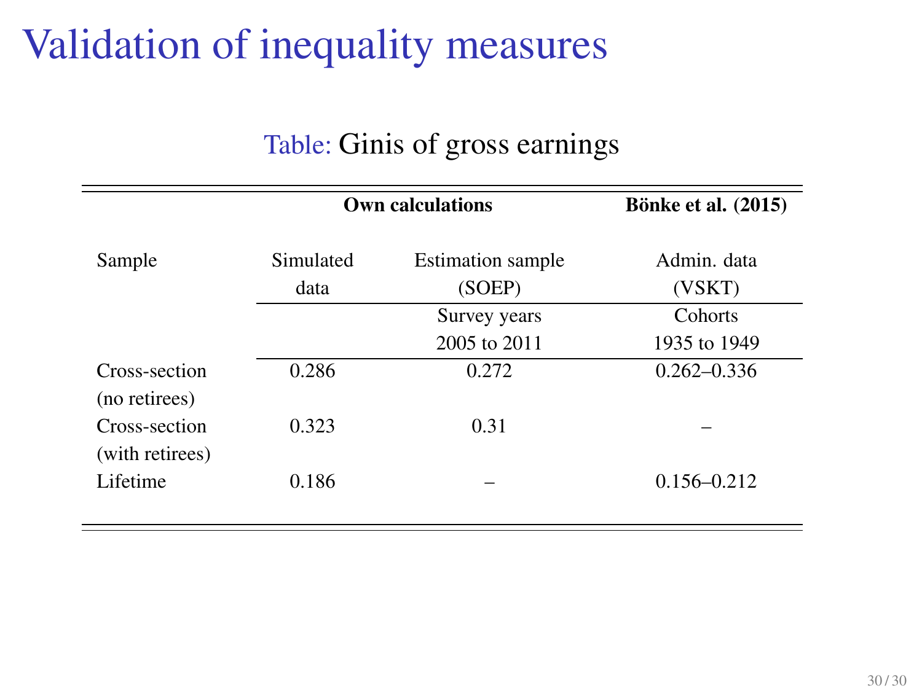# Validation of inequality measures

Table: Ginis of gross earnings

| | Own calculations | | Bönke et al. (2015) |
|---|---|---|---|
| Sample | Simulated data | Estimation sample (SOEP) | Admin. data (VSKT) |
| | | Survey years 2005 to 2011 | Cohorts 1935 to 1949 |
| Cross-section (no retirees) | 0.286 | 0.272 | 0.262–0.336 |
| Cross-section (with retirees) | 0.323 | 0.31 | – |
| Lifetime | 0.186 | – | 0.156–0.212 |